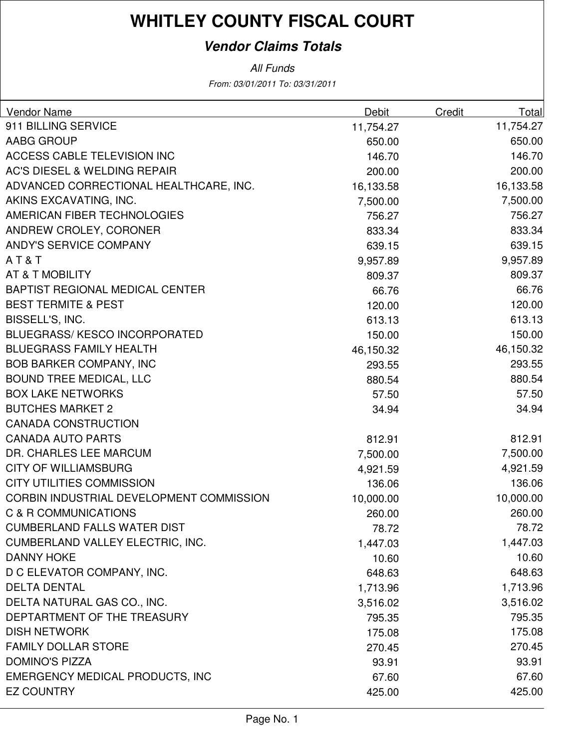# WHITLEY COUNTY FISCAL COURT

## *Vendor Claims Totals*

*All Funds*

*From: 03/01/2011 To: 03/31/2011*

| Vendor Name | Debit | Credit | Total |
|---|---|---|---|
| 911 BILLING SERVICE | 11,754.27 | | 11,754.27 |
| AABG GROUP | 650.00 | | 650.00 |
| ACCESS CABLE TELEVISION INC | 146.70 | | 146.70 |
| AC'S DIESEL & WELDING REPAIR | 200.00 | | 200.00 |
| ADVANCED CORRECTIONAL HEALTHCARE, INC. | 16,133.58 | | 16,133.58 |
| AKINS EXCAVATING, INC. | 7,500.00 | | 7,500.00 |
| AMERICAN FIBER TECHNOLOGIES | 756.27 | | 756.27 |
| ANDREW CROLEY, CORONER | 833.34 | | 833.34 |
| ANDY'S SERVICE COMPANY | 639.15 | | 639.15 |
| A T & T | 9,957.89 | | 9,957.89 |
| AT & T MOBILITY | 809.37 | | 809.37 |
| BAPTIST REGIONAL MEDICAL CENTER | 66.76 | | 66.76 |
| BEST TERMITE & PEST | 120.00 | | 120.00 |
| BISSELL'S, INC. | 613.13 | | 613.13 |
| BLUEGRASS/ KESCO INCORPORATED | 150.00 | | 150.00 |
| BLUEGRASS FAMILY HEALTH | 46,150.32 | | 46,150.32 |
| BOB BARKER COMPANY, INC | 293.55 | | 293.55 |
| BOUND TREE MEDICAL, LLC | 880.54 | | 880.54 |
| BOX LAKE NETWORKS | 57.50 | | 57.50 |
| BUTCHES MARKET 2 | 34.94 | | 34.94 |
| CANADA CONSTRUCTION | | | |
| CANADA AUTO PARTS | 812.91 | | 812.91 |
| DR. CHARLES LEE MARCUM | 7,500.00 | | 7,500.00 |
| CITY OF WILLIAMSBURG | 4,921.59 | | 4,921.59 |
| CITY UTILITIES COMMISSION | 136.06 | | 136.06 |
| CORBIN INDUSTRIAL DEVELOPMENT COMMISSION | 10,000.00 | | 10,000.00 |
| C & R COMMUNICATIONS | 260.00 | | 260.00 |
| CUMBERLAND FALLS WATER DIST | 78.72 | | 78.72 |
| CUMBERLAND VALLEY ELECTRIC, INC. | 1,447.03 | | 1,447.03 |
| DANNY HOKE | 10.60 | | 10.60 |
| D C ELEVATOR COMPANY, INC. | 648.63 | | 648.63 |
| DELTA DENTAL | 1,713.96 | | 1,713.96 |
| DELTA NATURAL GAS CO., INC. | 3,516.02 | | 3,516.02 |
| DEPTARTMENT OF THE TREASURY | 795.35 | | 795.35 |
| DISH NETWORK | 175.08 | | 175.08 |
| FAMILY DOLLAR STORE | 270.45 | | 270.45 |
| DOMINO'S PIZZA | 93.91 | | 93.91 |
| EMERGENCY MEDICAL PRODUCTS, INC | 67.60 | | 67.60 |
| EZ COUNTRY | 425.00 | | 425.00 |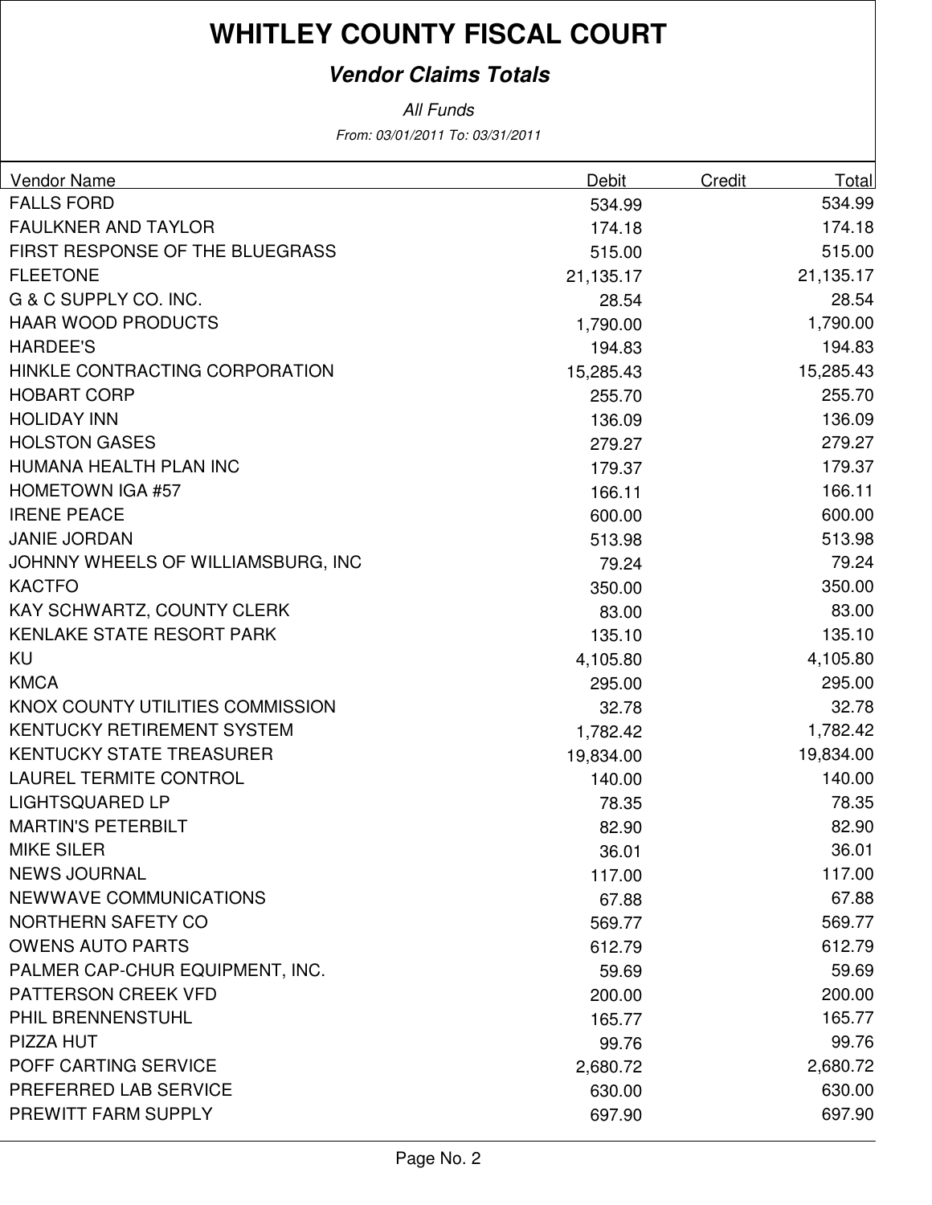# WHITLEY COUNTY FISCAL COURT

## *Vendor Claims Totals*

*All Funds*

*From: 03/01/2011 To: 03/31/2011*

| Vendor Name | Debit | Credit | Total |
|---|---|---|---|
| FALLS FORD | 534.99 | | 534.99 |
| FAULKNER AND TAYLOR | 174.18 | | 174.18 |
| FIRST RESPONSE OF THE BLUEGRASS | 515.00 | | 515.00 |
| FLEETONE | 21,135.17 | | 21,135.17 |
| G & C SUPPLY CO. INC. | 28.54 | | 28.54 |
| HAAR WOOD PRODUCTS | 1,790.00 | | 1,790.00 |
| HARDEE'S | 194.83 | | 194.83 |
| HINKLE CONTRACTING CORPORATION | 15,285.43 | | 15,285.43 |
| HOBART CORP | 255.70 | | 255.70 |
| HOLIDAY INN | 136.09 | | 136.09 |
| HOLSTON GASES | 279.27 | | 279.27 |
| HUMANA HEALTH PLAN INC | 179.37 | | 179.37 |
| HOMETOWN IGA #57 | 166.11 | | 166.11 |
| IRENE PEACE | 600.00 | | 600.00 |
| JANIE JORDAN | 513.98 | | 513.98 |
| JOHNNY WHEELS OF WILLIAMSBURG, INC | 79.24 | | 79.24 |
| KACTFO | 350.00 | | 350.00 |
| KAY SCHWARTZ, COUNTY CLERK | 83.00 | | 83.00 |
| KENLAKE STATE RESORT PARK | 135.10 | | 135.10 |
| KU | 4,105.80 | | 4,105.80 |
| KMCA | 295.00 | | 295.00 |
| KNOX COUNTY UTILITIES COMMISSION | 32.78 | | 32.78 |
| KENTUCKY RETIREMENT SYSTEM | 1,782.42 | | 1,782.42 |
| KENTUCKY STATE TREASURER | 19,834.00 | | 19,834.00 |
| LAUREL TERMITE CONTROL | 140.00 | | 140.00 |
| LIGHTSQUARED LP | 78.35 | | 78.35 |
| MARTIN'S PETERBILT | 82.90 | | 82.90 |
| MIKE SILER | 36.01 | | 36.01 |
| NEWS JOURNAL | 117.00 | | 117.00 |
| NEWWAVE COMMUNICATIONS | 67.88 | | 67.88 |
| NORTHERN SAFETY CO | 569.77 | | 569.77 |
| OWENS AUTO PARTS | 612.79 | | 612.79 |
| PALMER CAP-CHUR EQUIPMENT, INC. | 59.69 | | 59.69 |
| PATTERSON CREEK VFD | 200.00 | | 200.00 |
| PHIL BRENNENSTUHL | 165.77 | | 165.77 |
| PIZZA HUT | 99.76 | | 99.76 |
| POFF CARTING SERVICE | 2,680.72 | | 2,680.72 |
| PREFERRED LAB SERVICE | 630.00 | | 630.00 |
| PREWITT FARM SUPPLY | 697.90 | | 697.90 |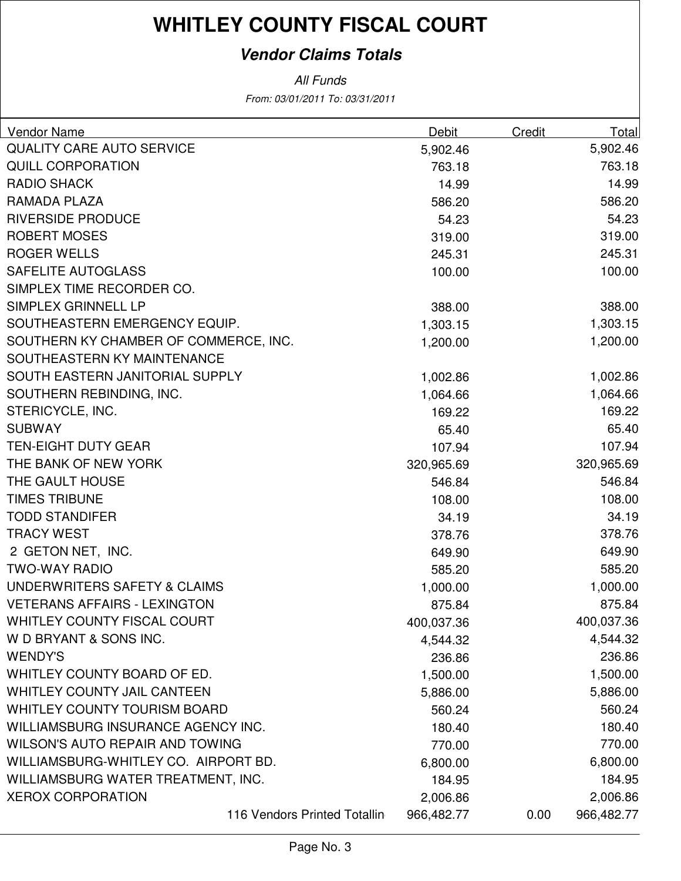# WHITLEY COUNTY FISCAL COURT

## *Vendor Claims Totals*

*All Funds*

*From: 03/01/2011 To: 03/31/2011*

| Vendor Name | Debit | Credit | Total |
|---|---|---|---|
| QUALITY CARE AUTO SERVICE | 5,902.46 | | 5,902.46 |
| QUILL CORPORATION | 763.18 | | 763.18 |
| RADIO SHACK | 14.99 | | 14.99 |
| RAMADA PLAZA | 586.20 | | 586.20 |
| RIVERSIDE PRODUCE | 54.23 | | 54.23 |
| ROBERT MOSES | 319.00 | | 319.00 |
| ROGER WELLS | 245.31 | | 245.31 |
| SAFELITE AUTOGLASS | 100.00 | | 100.00 |
| SIMPLEX TIME RECORDER CO. | | | |
| SIMPLEX GRINNELL LP | 388.00 | | 388.00 |
| SOUTHEASTERN EMERGENCY EQUIP. | 1,303.15 | | 1,303.15 |
| SOUTHERN KY CHAMBER OF COMMERCE, INC. | 1,200.00 | | 1,200.00 |
| SOUTHEASTERN KY MAINTENANCE | | | |
| SOUTH EASTERN JANITORIAL SUPPLY | 1,002.86 | | 1,002.86 |
| SOUTHERN REBINDING, INC. | 1,064.66 | | 1,064.66 |
| STERICYCLE, INC. | 169.22 | | 169.22 |
| SUBWAY | 65.40 | | 65.40 |
| TEN-EIGHT DUTY GEAR | 107.94 | | 107.94 |
| THE BANK OF NEW YORK | 320,965.69 | | 320,965.69 |
| THE GAULT HOUSE | 546.84 | | 546.84 |
| TIMES TRIBUNE | 108.00 | | 108.00 |
| TODD STANDIFER | 34.19 | | 34.19 |
| TRACY WEST | 378.76 | | 378.76 |
| 2 GETON NET, INC. | 649.90 | | 649.90 |
| TWO-WAY RADIO | 585.20 | | 585.20 |
| UNDERWRITERS SAFETY & CLAIMS | 1,000.00 | | 1,000.00 |
| VETERANS AFFAIRS - LEXINGTON | 875.84 | | 875.84 |
| WHITLEY COUNTY FISCAL COURT | 400,037.36 | | 400,037.36 |
| W D BRYANT & SONS INC. | 4,544.32 | | 4,544.32 |
| WENDY'S | 236.86 | | 236.86 |
| WHITLEY COUNTY BOARD OF ED. | 1,500.00 | | 1,500.00 |
| WHITLEY COUNTY JAIL CANTEEN | 5,886.00 | | 5,886.00 |
| WHITLEY COUNTY TOURISM BOARD | 560.24 | | 560.24 |
| WILLIAMSBURG INSURANCE AGENCY INC. | 180.40 | | 180.40 |
| WILSON'S AUTO REPAIR AND TOWING | 770.00 | | 770.00 |
| WILLIAMSBURG-WHITLEY CO. AIRPORT BD. | 6,800.00 | | 6,800.00 |
| WILLIAMSBURG WATER TREATMENT, INC. | 184.95 | | 184.95 |
| XEROX CORPORATION | 2,006.86 | | 2,006.86 |
| 116 Vendors Printed Totallin | 966,482.77 | 0.00 | 966,482.77 |